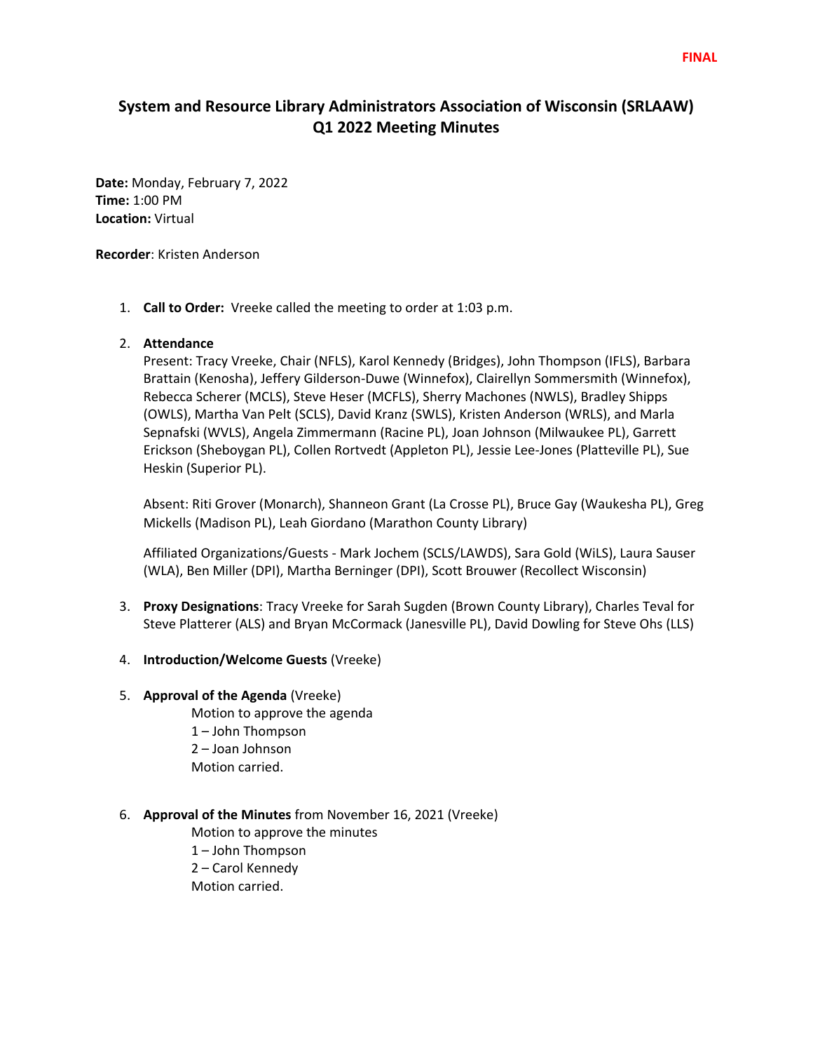FINAL

# System and Resource Library Administrators Association of Wisconsin (SRLAAW) Q1 2022 Meeting Minutes

**Date:** Monday, February 7, 2022
**Time:** 1:00 PM
**Location:** Virtual

**Recorder**: Kristen Anderson

1. **Call to Order:** Vreeke called the meeting to order at 1:03 p.m.

2. **Attendance**
   Present: Tracy Vreeke, Chair (NFLS), Karol Kennedy (Bridges), John Thompson (IFLS), Barbara Brattain (Kenosha), Jeffery Gilderson-Duwe (Winnefox), Clairellyn Sommersmith (Winnefox), Rebecca Scherer (MCLS), Steve Heser (MCFLS), Sherry Machones (NWLS), Bradley Shipps (OWLS), Martha Van Pelt (SCLS), David Kranz (SWLS), Kristen Anderson (WRLS), and Marla Sepnafski (WVLS), Angela Zimmermann (Racine PL), Joan Johnson (Milwaukee PL), Garrett Erickson (Sheboygan PL), Collen Rortvedt (Appleton PL), Jessie Lee-Jones (Platteville PL), Sue Heskin (Superior PL).

   Absent: Riti Grover (Monarch), Shanneon Grant (La Crosse PL), Bruce Gay (Waukesha PL), Greg Mickells (Madison PL), Leah Giordano (Marathon County Library)

   Affiliated Organizations/Guests - Mark Jochem (SCLS/LAWDS), Sara Gold (WiLS), Laura Sauser (WLA), Ben Miller (DPI), Martha Berninger (DPI), Scott Brouwer (Recollect Wisconsin)

3. **Proxy Designations**: Tracy Vreeke for Sarah Sugden (Brown County Library), Charles Teval for Steve Platterer (ALS) and Bryan McCormack (Janesville PL), David Dowling for Steve Ohs (LLS)

4. **Introduction/Welcome Guests** (Vreeke)

5. **Approval of the Agenda** (Vreeke)
   Motion to approve the agenda
   1 – John Thompson
   2 – Joan Johnson
   Motion carried.

6. **Approval of the Minutes** from November 16, 2021 (Vreeke)
   Motion to approve the minutes
   1 – John Thompson
   2 – Carol Kennedy
   Motion carried.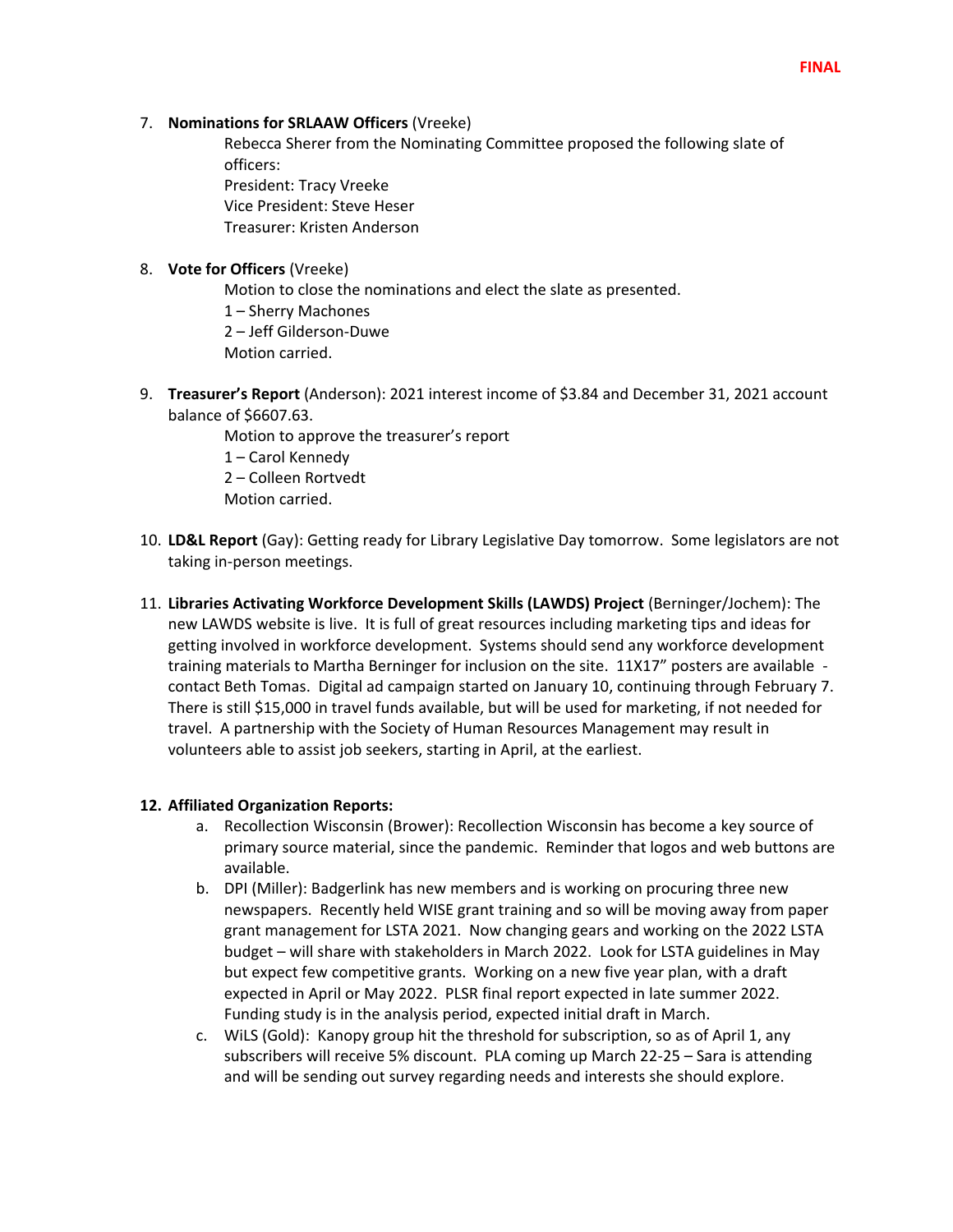FINAL

7. **Nominations for SRLAAW Officers** (Vreeke)
   Rebecca Sherer from the Nominating Committee proposed the following slate of officers:
   President: Tracy Vreeke
   Vice President: Steve Heser
   Treasurer: Kristen Anderson

8. **Vote for Officers** (Vreeke)
   Motion to close the nominations and elect the slate as presented.
   1 – Sherry Machones
   2 – Jeff Gilderson-Duwe
   Motion carried.

9. **Treasurer's Report** (Anderson): 2021 interest income of $3.84 and December 31, 2021 account balance of $6607.63.
   Motion to approve the treasurer's report
   1 – Carol Kennedy
   2 – Colleen Rortvedt
   Motion carried.

10. **LD&L Report** (Gay): Getting ready for Library Legislative Day tomorrow. Some legislators are not taking in-person meetings.

11. **Libraries Activating Workforce Development Skills (LAWDS) Project** (Berninger/Jochem): The new LAWDS website is live. It is full of great resources including marketing tips and ideas for getting involved in workforce development. Systems should send any workforce development training materials to Martha Berninger for inclusion on the site. 11X17" posters are available - contact Beth Tomas. Digital ad campaign started on January 10, continuing through February 7. There is still $15,000 in travel funds available, but will be used for marketing, if not needed for travel. A partnership with the Society of Human Resources Management may result in volunteers able to assist job seekers, starting in April, at the earliest.

12. **Affiliated Organization Reports:**
    a. Recollection Wisconsin (Brower): Recollection Wisconsin has become a key source of primary source material, since the pandemic. Reminder that logos and web buttons are available.
    b. DPI (Miller): Badgerlink has new members and is working on procuring three new newspapers. Recently held WISE grant training and so will be moving away from paper grant management for LSTA 2021. Now changing gears and working on the 2022 LSTA budget – will share with stakeholders in March 2022. Look for LSTA guidelines in May but expect few competitive grants. Working on a new five year plan, with a draft expected in April or May 2022. PLSR final report expected in late summer 2022. Funding study is in the analysis period, expected initial draft in March.
    c. WiLS (Gold): Kanopy group hit the threshold for subscription, so as of April 1, any subscribers will receive 5% discount. PLA coming up March 22-25 – Sara is attending and will be sending out survey regarding needs and interests she should explore.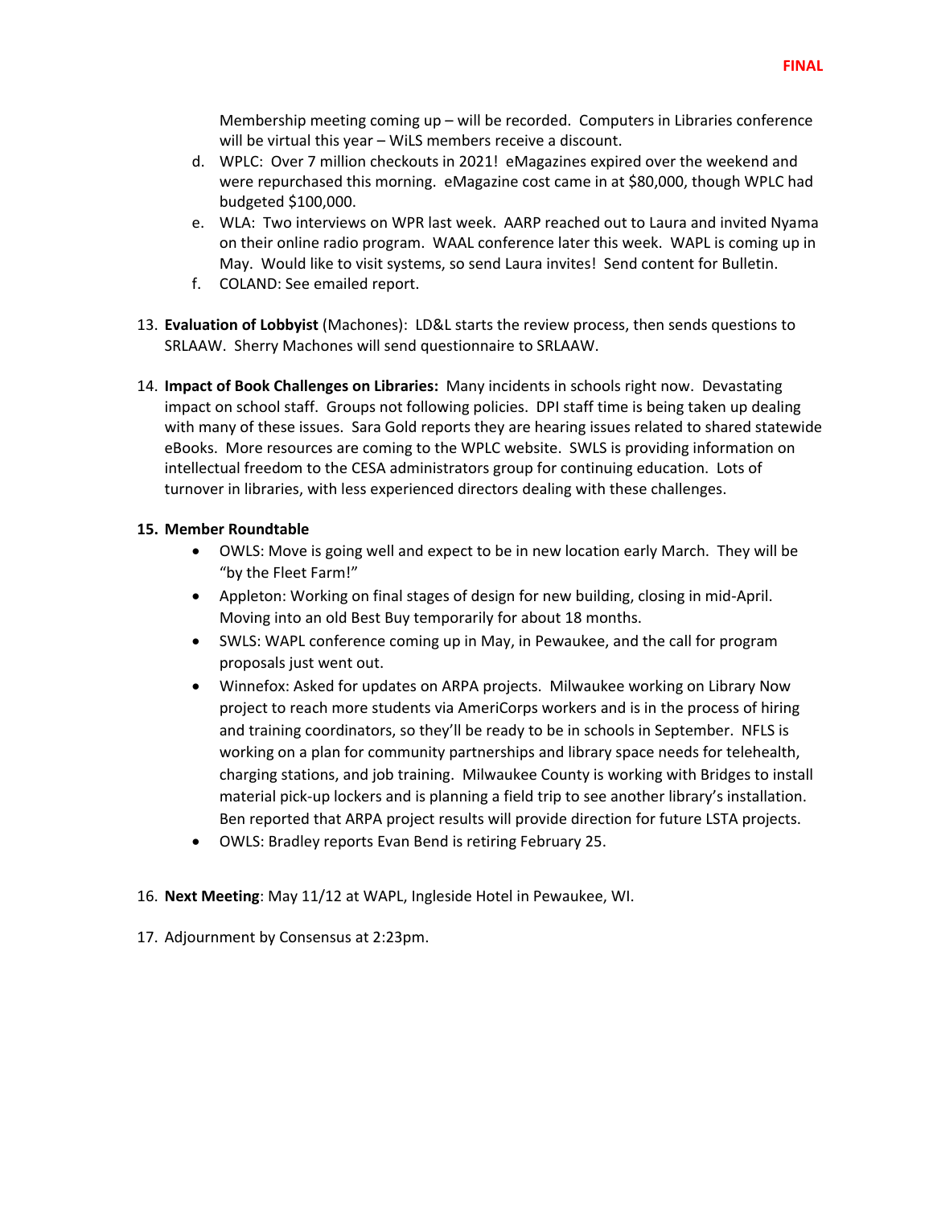**FINAL**

Membership meeting coming up – will be recorded. Computers in Libraries conference will be virtual this year – WiLS members receive a discount.

d. WPLC: Over 7 million checkouts in 2021! eMagazines expired over the weekend and were repurchased this morning. eMagazine cost came in at $80,000, though WPLC had budgeted $100,000.
e. WLA: Two interviews on WPR last week. AARP reached out to Laura and invited Nyama on their online radio program. WAAL conference later this week. WAPL is coming up in May. Would like to visit systems, so send Laura invites! Send content for Bulletin.
f. COLAND: See emailed report.

13. **Evaluation of Lobbyist** (Machones): LD&L starts the review process, then sends questions to SRLAAW. Sherry Machones will send questionnaire to SRLAAW.

14. **Impact of Book Challenges on Libraries:** Many incidents in schools right now. Devastating impact on school staff. Groups not following policies. DPI staff time is being taken up dealing with many of these issues. Sara Gold reports they are hearing issues related to shared statewide eBooks. More resources are coming to the WPLC website. SWLS is providing information on intellectual freedom to the CESA administrators group for continuing education. Lots of turnover in libraries, with less experienced directors dealing with these challenges.

15. **Member Roundtable**
    - OWLS: Move is going well and expect to be in new location early March. They will be "by the Fleet Farm!"
    - Appleton: Working on final stages of design for new building, closing in mid-April. Moving into an old Best Buy temporarily for about 18 months.
    - SWLS: WAPL conference coming up in May, in Pewaukee, and the call for program proposals just went out.
    - Winnefox: Asked for updates on ARPA projects. Milwaukee working on Library Now project to reach more students via AmeriCorps workers and is in the process of hiring and training coordinators, so they'll be ready to be in schools in September. NFLS is working on a plan for community partnerships and library space needs for telehealth, charging stations, and job training. Milwaukee County is working with Bridges to install material pick-up lockers and is planning a field trip to see another library's installation. Ben reported that ARPA project results will provide direction for future LSTA projects.
    - OWLS: Bradley reports Evan Bend is retiring February 25.

16. **Next Meeting**: May 11/12 at WAPL, Ingleside Hotel in Pewaukee, WI.

17. Adjournment by Consensus at 2:23pm.